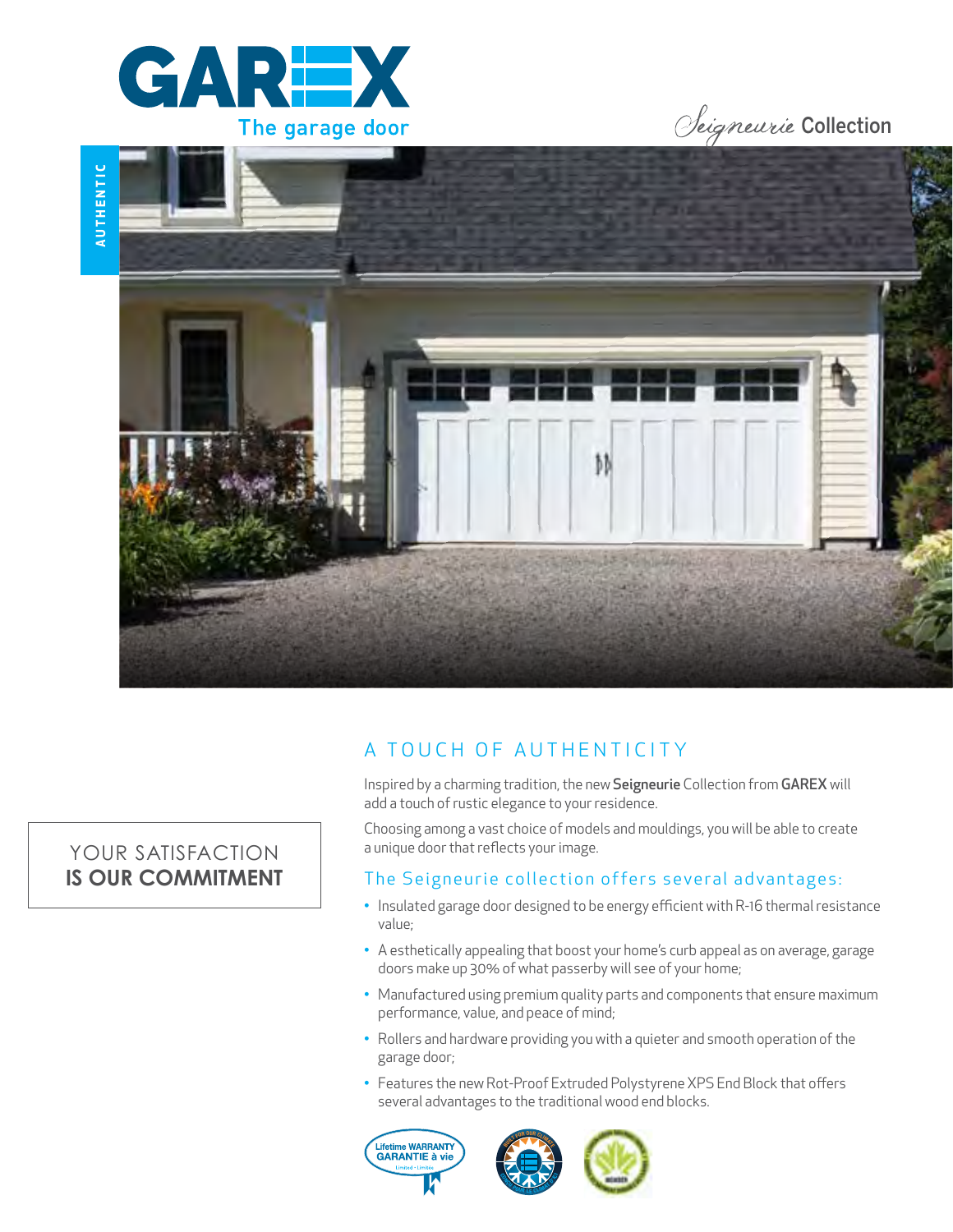# GAREX

The garage door

*Seigneurie* Collection

AUTHENTIC

## A TOUCH OF AUTHENTICITY

Inspired by a charming tradition, the new **Seigneurie** Collection from **GAREX** will add a touch of rustic elegance to your residence.

Choosing among a vast choice of models and mouldings, you will be able to create a unique door that reflects your image.

YOUR SATISFACTION
**IS OUR COMMITMENT**

### The Seigneurie collection offers several advantages:

- Insulated garage door designed to be energy efficient with R-16 thermal resistance value;
- A esthetically appealing that boost your home's curb appeal as on average, garage doors make up 30% of what passerby will see of your home;
- Manufactured using premium quality parts and components that ensure maximum performance, value, and peace of mind;
- Rollers and hardware providing you with a quieter and smooth operation of the garage door;
- Features the new Rot-Proof Extruded Polystyrene XPS End Block that offers several advantages to the traditional wood end blocks.

Lifetime WARRANTY
GARANTIE à vie
Limited · Limitée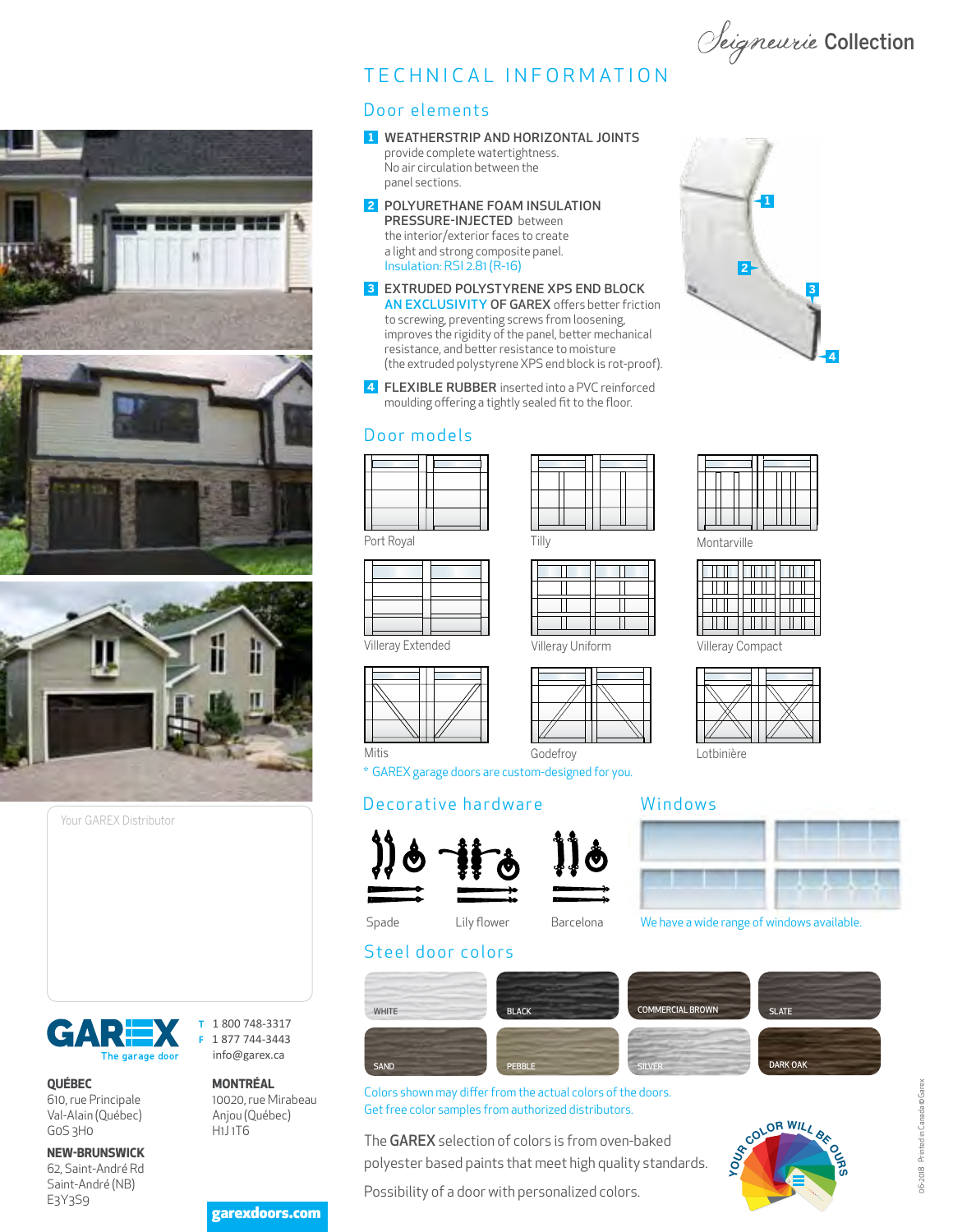Seigneurie Collection

# TECHNICAL INFORMATION

## Door elements

1. **WEATHERSTRIP AND HORIZONTAL JOINTS** provide complete watertightness. No air circulation between the panel sections.
2. **POLYURETHANE FOAM INSULATION PRESSURE-INJECTED** between the interior/exterior faces to create a light and strong composite panel. Insulation: RSI 2.81 (R-16)
3. **EXTRUDED POLYSTYRENE XPS END BLOCK** **AN EXCLUSIVITY OF GAREX** offers better friction to screwing, preventing screws from loosening, improves the rigidity of the panel, better mechanical resistance, and better resistance to moisture (the extruded polystyrene XPS end block is rot-proof).
4. **FLEXIBLE RUBBER** inserted into a PVC reinforced moulding offering a tightly sealed fit to the floor.

## Door models

Port Royal

Tilly

Montarville

Villeray Extended

Villeray Uniform

Villeray Compact

Mitis

Godefroy

Lotbinière

\* GAREX garage doors are custom-designed for you.

## Decorative hardware

Spade

Lily flower

Barcelona

## Windows

We have a wide range of windows available.

## Steel door colors

WHITE

BLACK

COMMERCIAL BROWN

SLATE

SAND

PEBBLE

SILVER

DARK OAK

Colors shown may differ from the actual colors of the doors.
Get free color samples from authorized distributors.

The **GAREX** selection of colors is from oven-baked polyester based paints that meet high quality standards.

Possibility of a door with personalized colors.

YOUR COLOR WILL BE OURS

Your GAREX Distributor

GAREX The garage door

T 1 800 748-3317
F 1 877 744-3443
info@garex.ca

**QUÉBEC**
610, rue Principale
Val-Alain (Québec)
G0S 3H0

**MONTRÉAL**
10020, rue Mirabeau
Anjou (Québec)
H1J 1T6

**NEW-BRUNSWICK**
62, Saint-André Rd
Saint-André (NB)
E3Y3S9

garexdoors.com

06-2018 Printed in Canada ©Garex